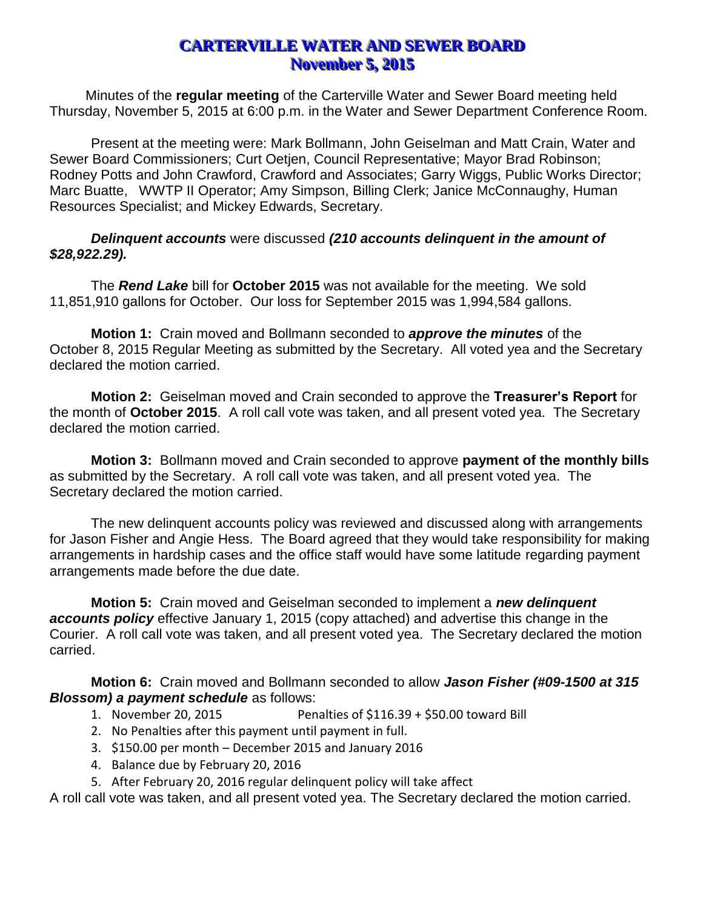# CARTERVILLE WATER AND SEWER BOARD
## November 5, 2015

Minutes of the **regular meeting** of the Carterville Water and Sewer Board meeting held Thursday, November 5, 2015 at 6:00 p.m. in the Water and Sewer Department Conference Room.

Present at the meeting were: Mark Bollmann, John Geiselman and Matt Crain, Water and Sewer Board Commissioners; Curt Oetjen, Council Representative; Mayor Brad Robinson; Rodney Potts and John Crawford, Crawford and Associates; Garry Wiggs, Public Works Director; Marc Buatte, WWTP II Operator; Amy Simpson, Billing Clerk; Janice McConnaughy, Human Resources Specialist; and Mickey Edwards, Secretary.

***Delinquent accounts*** were discussed ***(210 accounts delinquent in the amount of $28,922.29).***

The ***Rend Lake*** bill for **October 2015** was not available for the meeting. We sold 11,851,910 gallons for October. Our loss for September 2015 was 1,994,584 gallons.

**Motion 1:** Crain moved and Bollmann seconded to ***approve the minutes*** of the October 8, 2015 Regular Meeting as submitted by the Secretary. All voted yea and the Secretary declared the motion carried.

**Motion 2:** Geiselman moved and Crain seconded to approve the **Treasurer's Report** for the month of **October 2015**. A roll call vote was taken, and all present voted yea. The Secretary declared the motion carried.

**Motion 3:** Bollmann moved and Crain seconded to approve **payment of the monthly bills** as submitted by the Secretary. A roll call vote was taken, and all present voted yea. The Secretary declared the motion carried.

The new delinquent accounts policy was reviewed and discussed along with arrangements for Jason Fisher and Angie Hess. The Board agreed that they would take responsibility for making arrangements in hardship cases and the office staff would have some latitude regarding payment arrangements made before the due date.

**Motion 5:** Crain moved and Geiselman seconded to implement a ***new delinquent accounts policy*** effective January 1, 2015 (copy attached) and advertise this change in the Courier. A roll call vote was taken, and all present voted yea. The Secretary declared the motion carried.

**Motion 6:** Crain moved and Bollmann seconded to allow ***Jason Fisher (#09-1500 at 315 Blossom) a payment schedule*** as follows:

1. November 20, 2015 Penalties of $116.39 + $50.00 toward Bill
2. No Penalties after this payment until payment in full.
3. $150.00 per month – December 2015 and January 2016
4. Balance due by February 20, 2016
5. After February 20, 2016 regular delinquent policy will take affect

A roll call vote was taken, and all present voted yea. The Secretary declared the motion carried.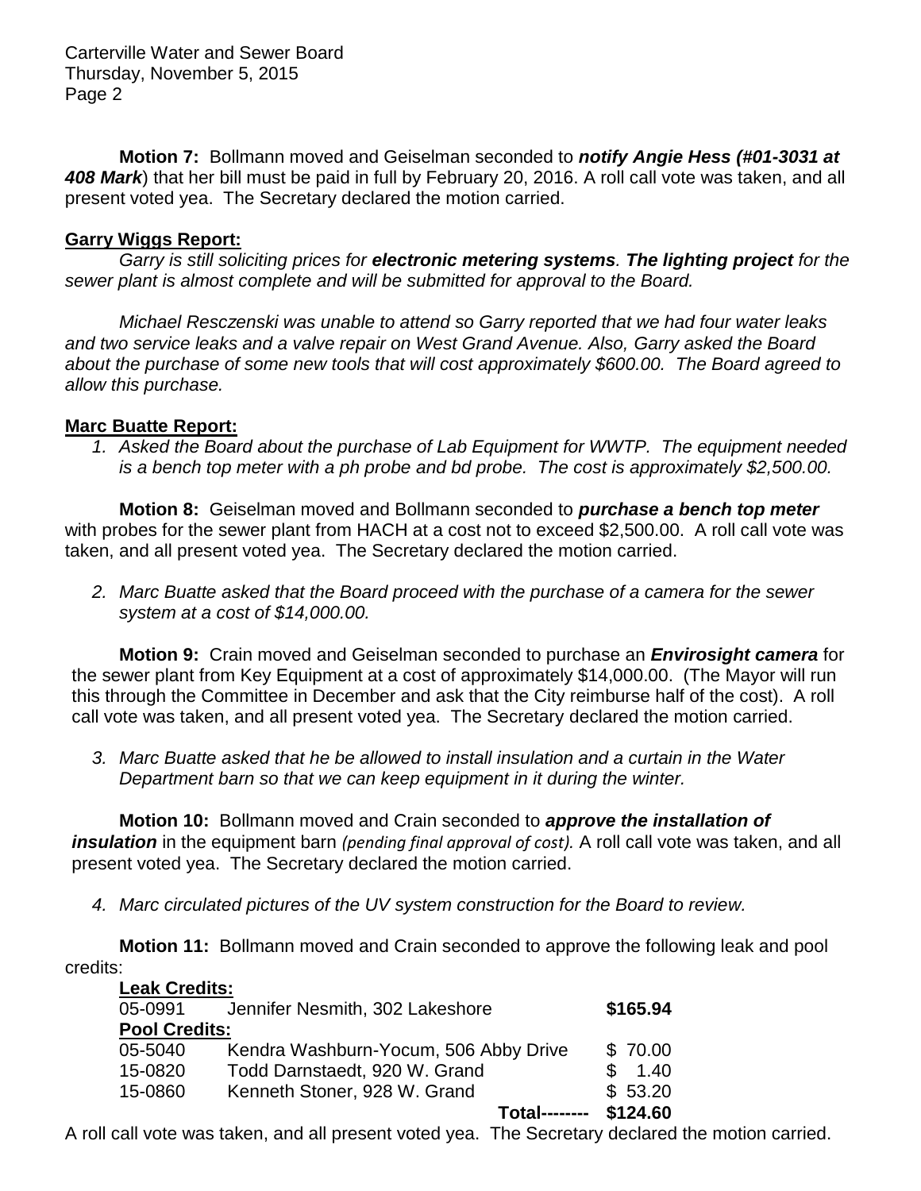**Motion 7:** Bollmann moved and Geiselman seconded to ***notify Angie Hess (#01-3031 at 408 Mark***) that her bill must be paid in full by February 20, 2016. A roll call vote was taken, and all present voted yea. The Secretary declared the motion carried.

**Garry Wiggs Report:**

*Garry is still soliciting prices for **electronic metering systems**. **The lighting project** for the sewer plant is almost complete and will be submitted for approval to the Board.*

*Michael Resczenski was unable to attend so Garry reported that we had four water leaks and two service leaks and a valve repair on West Grand Avenue. Also, Garry asked the Board about the purchase of some new tools that will cost approximately $600.00. The Board agreed to allow this purchase.*

**Marc Buatte Report:**

1. *Asked the Board about the purchase of Lab Equipment for WWTP. The equipment needed is a bench top meter with a ph probe and bd probe. The cost is approximately $2,500.00.*

**Motion 8:** Geiselman moved and Bollmann seconded to ***purchase a bench top meter*** with probes for the sewer plant from HACH at a cost not to exceed $2,500.00. A roll call vote was taken, and all present voted yea. The Secretary declared the motion carried.

2. *Marc Buatte asked that the Board proceed with the purchase of a camera for the sewer system at a cost of $14,000.00.*

**Motion 9:** Crain moved and Geiselman seconded to purchase an ***Envirosight camera*** for the sewer plant from Key Equipment at a cost of approximately $14,000.00. (The Mayor will run this through the Committee in December and ask that the City reimburse half of the cost). A roll call vote was taken, and all present voted yea. The Secretary declared the motion carried.

3. *Marc Buatte asked that he be allowed to install insulation and a curtain in the Water Department barn so that we can keep equipment in it during the winter.*

**Motion 10:** Bollmann moved and Crain seconded to ***approve the installation of insulation*** in the equipment barn *(pending final approval of cost).* A roll call vote was taken, and all present voted yea. The Secretary declared the motion carried.

4. *Marc circulated pictures of the UV system construction for the Board to review.*

**Motion 11:** Bollmann moved and Crain seconded to approve the following leak and pool credits:

| **Leak Credits:** | | |
|---|---|---|
| 05-0991 | Jennifer Nesmith, 302 Lakeshore | **$165.94** |
| **Pool Credits:** | | |
| 05-5040 | Kendra Washburn-Yocum, 506 Abby Drive | $ 70.00 |
| 15-0820 | Todd Darnstaedt, 920 W. Grand | $ 1.40 |
| 15-0860 | Kenneth Stoner, 928 W. Grand | $ 53.20 |
| | **Total--------** | **$124.60** |

A roll call vote was taken, and all present voted yea. The Secretary declared the motion carried.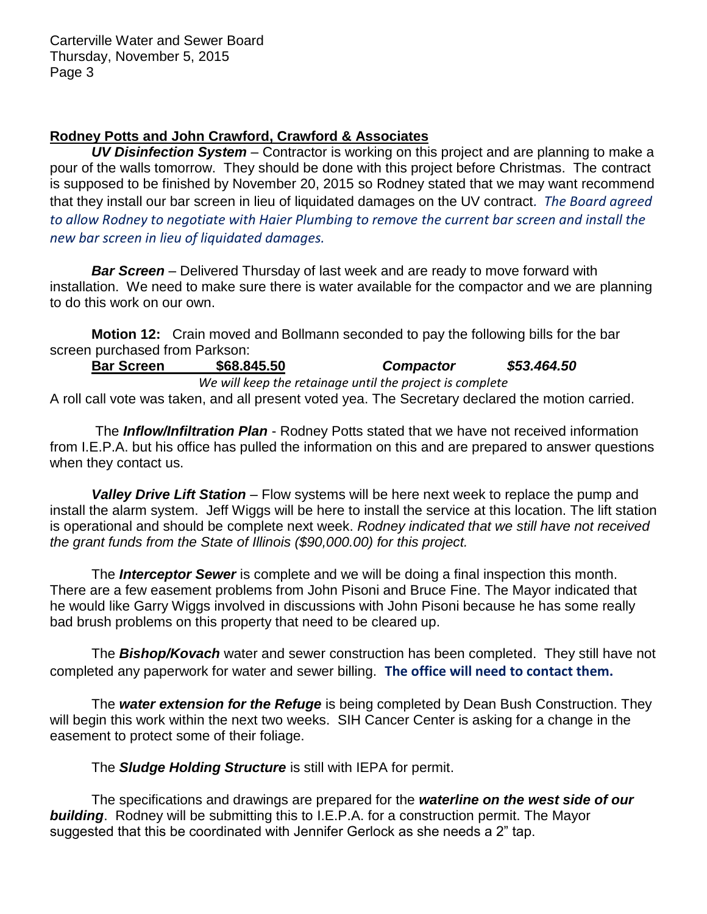**Rodney Potts and John Crawford, Crawford & Associates**

***UV Disinfection System*** – Contractor is working on this project and are planning to make a pour of the walls tomorrow. They should be done with this project before Christmas. The contract is supposed to be finished by November 20, 2015 so Rodney stated that we may want recommend that they install our bar screen in lieu of liquidated damages on the UV contract*. The Board agreed to allow Rodney to negotiate with Haier Plumbing to remove the current bar screen and install the new bar screen in lieu of liquidated damages.*

***Bar Screen*** – Delivered Thursday of last week and are ready to move forward with installation. We need to make sure there is water available for the compactor and we are planning to do this work on our own.

**Motion 12:** Crain moved and Bollmann seconded to pay the following bills for the bar screen purchased from Parkson:

**Bar Screen** **$68.845.50** ***Compactor*** ***$53.464.50***

*We will keep the retainage until the project is complete*

A roll call vote was taken, and all present voted yea. The Secretary declared the motion carried.

The ***Inflow/Infiltration Plan*** - Rodney Potts stated that we have not received information from I.E.P.A. but his office has pulled the information on this and are prepared to answer questions when they contact us.

***Valley Drive Lift Station*** – Flow systems will be here next week to replace the pump and install the alarm system. Jeff Wiggs will be here to install the service at this location. The lift station is operational and should be complete next week. *Rodney indicated that we still have not received the grant funds from the State of Illinois ($90,000.00) for this project.*

The ***Interceptor Sewer*** is complete and we will be doing a final inspection this month. There are a few easement problems from John Pisoni and Bruce Fine. The Mayor indicated that he would like Garry Wiggs involved in discussions with John Pisoni because he has some really bad brush problems on this property that need to be cleared up.

The ***Bishop/Kovach*** water and sewer construction has been completed. They still have not completed any paperwork for water and sewer billing. **The office will need to contact them.**

The ***water extension for the Refuge*** is being completed by Dean Bush Construction. They will begin this work within the next two weeks. SIH Cancer Center is asking for a change in the easement to protect some of their foliage.

The ***Sludge Holding Structure*** is still with IEPA for permit.

The specifications and drawings are prepared for the ***waterline on the west side of our building***. Rodney will be submitting this to I.E.P.A. for a construction permit. The Mayor suggested that this be coordinated with Jennifer Gerlock as she needs a 2" tap.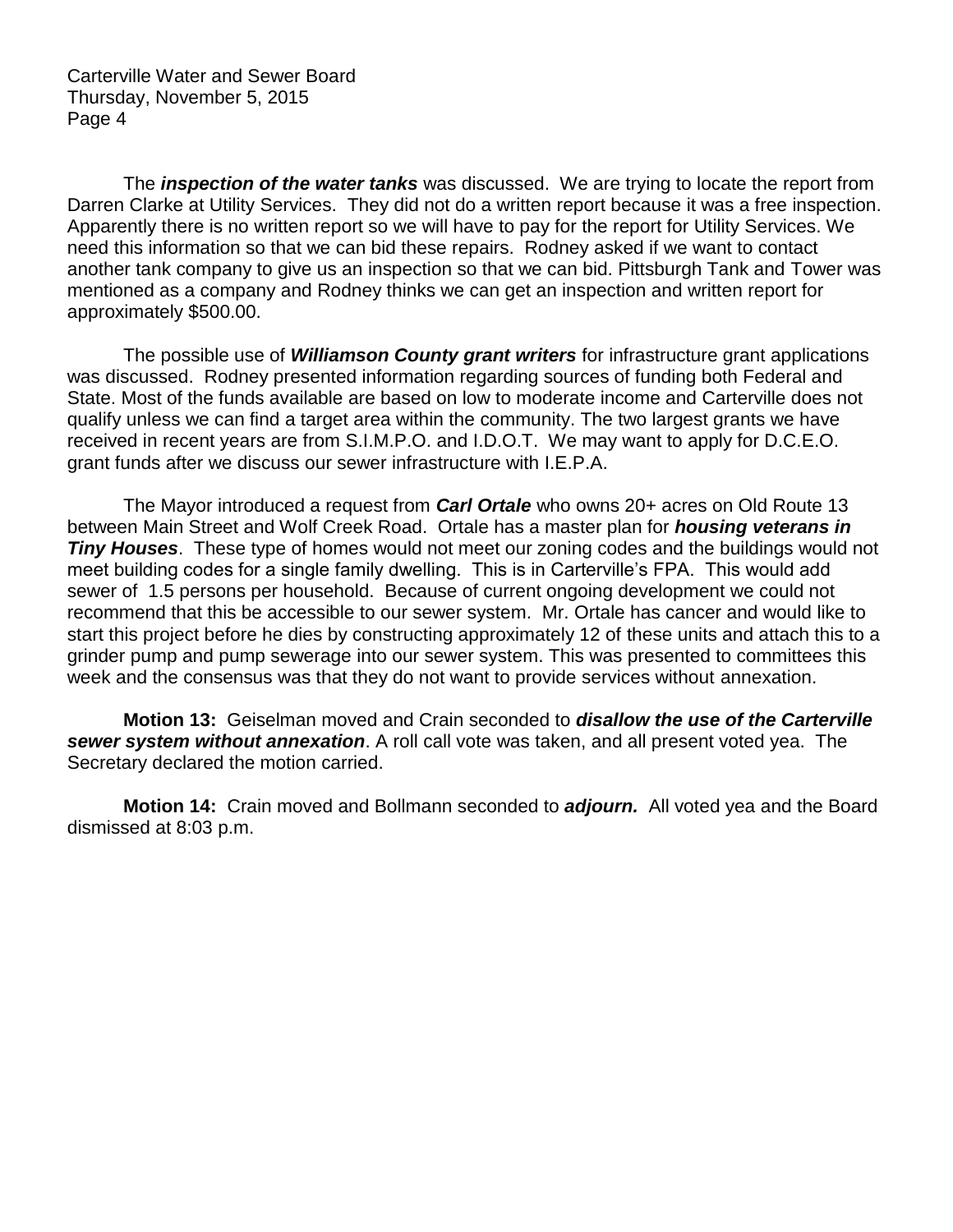The ***inspection of the water tanks*** was discussed. We are trying to locate the report from Darren Clarke at Utility Services. They did not do a written report because it was a free inspection. Apparently there is no written report so we will have to pay for the report for Utility Services. We need this information so that we can bid these repairs. Rodney asked if we want to contact another tank company to give us an inspection so that we can bid. Pittsburgh Tank and Tower was mentioned as a company and Rodney thinks we can get an inspection and written report for approximately $500.00.

The possible use of ***Williamson County grant writers*** for infrastructure grant applications was discussed. Rodney presented information regarding sources of funding both Federal and State. Most of the funds available are based on low to moderate income and Carterville does not qualify unless we can find a target area within the community. The two largest grants we have received in recent years are from S.I.M.P.O. and I.D.O.T. We may want to apply for D.C.E.O. grant funds after we discuss our sewer infrastructure with I.E.P.A.

The Mayor introduced a request from ***Carl Ortale*** who owns 20+ acres on Old Route 13 between Main Street and Wolf Creek Road. Ortale has a master plan for ***housing veterans in Tiny Houses***. These type of homes would not meet our zoning codes and the buildings would not meet building codes for a single family dwelling. This is in Carterville's FPA. This would add sewer of 1.5 persons per household. Because of current ongoing development we could not recommend that this be accessible to our sewer system. Mr. Ortale has cancer and would like to start this project before he dies by constructing approximately 12 of these units and attach this to a grinder pump and pump sewerage into our sewer system. This was presented to committees this week and the consensus was that they do not want to provide services without annexation.

**Motion 13:** Geiselman moved and Crain seconded to ***disallow the use of the Carterville sewer system without annexation***. A roll call vote was taken, and all present voted yea. The Secretary declared the motion carried.

**Motion 14:** Crain moved and Bollmann seconded to ***adjourn.*** All voted yea and the Board dismissed at 8:03 p.m.